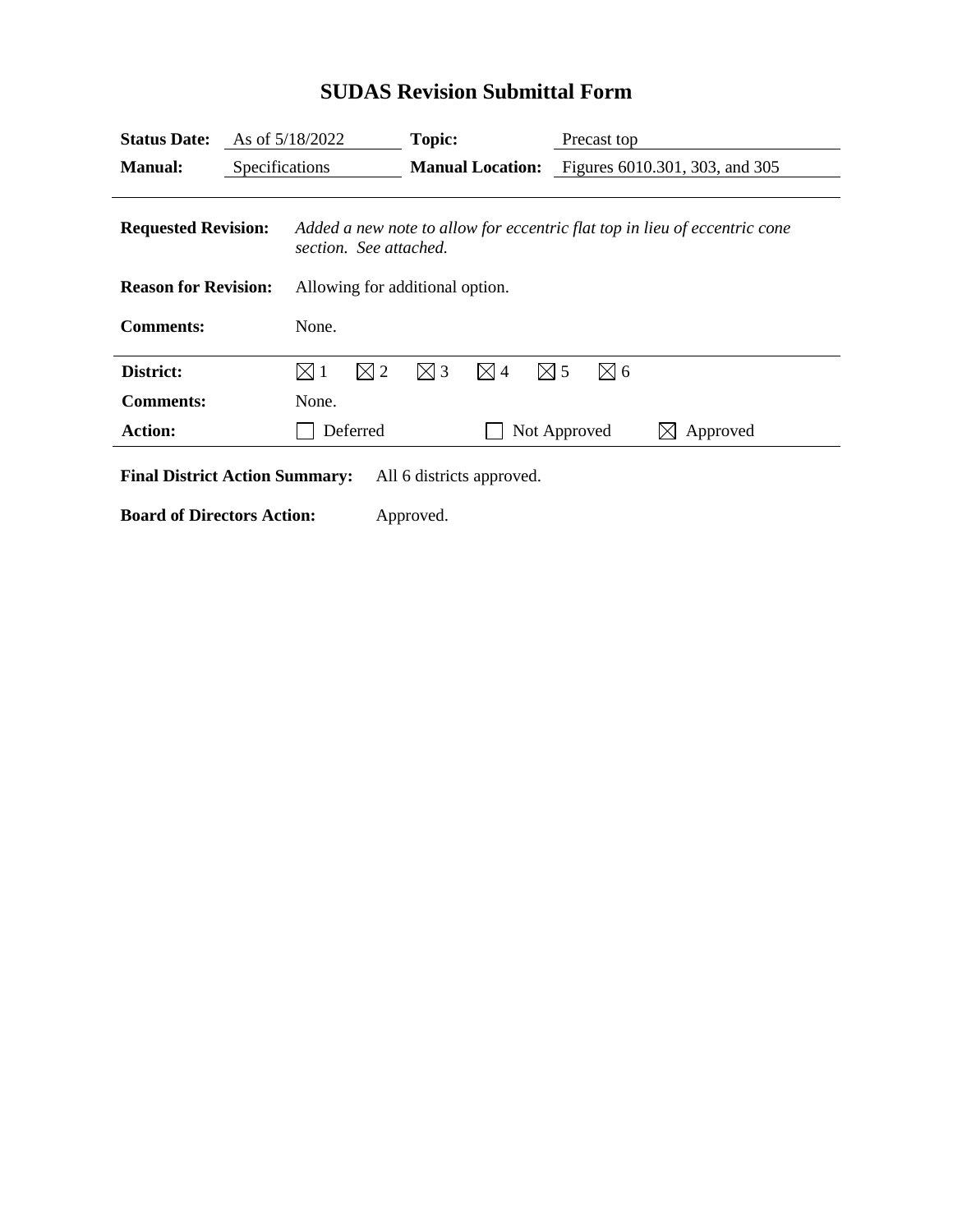# SUDAS Revision Submittal Form

**Status Date:** As of 5/18/2022 **Topic:** Precast top

**Manual:** Specifications **Manual Location:** Figures 6010.301, 303, and 305

---

**Requested Revision:** *Added a new note to allow for eccentric flat top in lieu of eccentric cone section. See attached.*

**Reason for Revision:** Allowing for additional option.

**Comments:** None.

---

**District:** ☒ 1 ☒ 2 ☒ 3 ☒ 4 ☒ 5 ☒ 6

**Comments:** None.

**Action:** ☐ Deferred ☐ Not Approved ☒ Approved

---

**Final District Action Summary:** All 6 districts approved.

**Board of Directors Action:** Approved.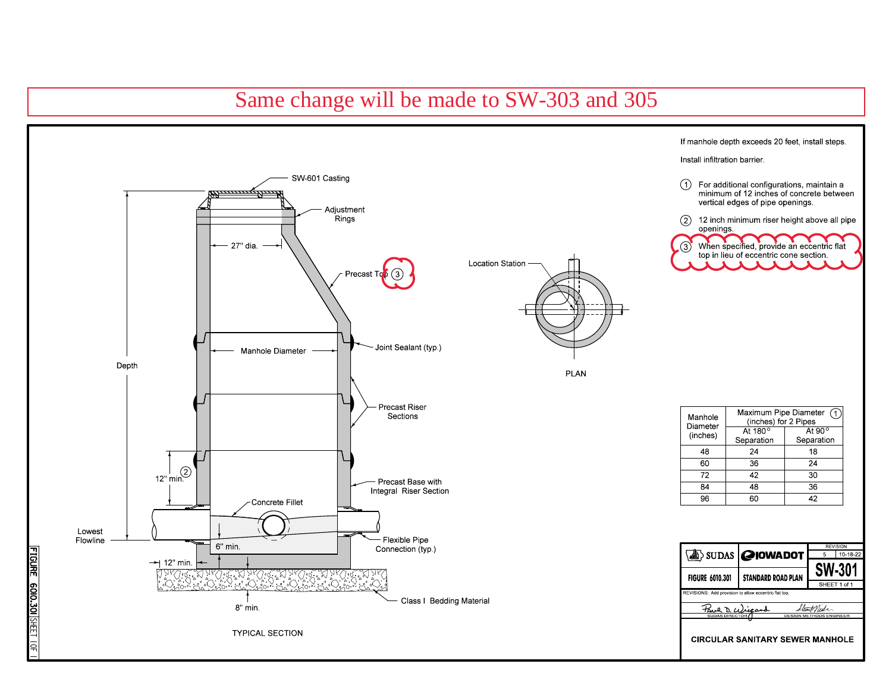Same change will be made to SW-303 and 305

If manhole depth exceeds 20 feet, install steps.

Install infiltration barrier.

(1) For additional configurations, maintain a minimum of 12 inches of concrete between vertical edges of pipe openings.

(2) 12 inch minimum riser height above all pipe openings.

(3) When specified, provide an eccentric flat top in lieu of eccentric cone section.

SW-601 Casting

Adjustment Rings

27" dia.

Precast Top (3)

Location Station

Manhole Diameter

Joint Sealant (typ.)

Depth

PLAN

Precast Riser Sections

12" min. (2)

Precast Base with Integral Riser Section

Concrete Fillet

Lowest Flowline

Flexible Pipe Connection (typ.)

6" min.

12" min.

Class I Bedding Material

8" min.

TYPICAL SECTION

| Manhole Diameter (inches) | Maximum Pipe Diameter (1) (inches) for 2 Pipes | |
|---|---|---|
| | At 180° Separation | At 90° Separation |
| 48 | 24 | 18 |
| 60 | 36 | 24 |
| 72 | 42 | 30 |
| 84 | 48 | 36 |
| 96 | 60 | 42 |

SUDAS | IOWADOT | REVISION 5 10-18-22

FIGURE 6010.301 | STANDARD ROAD PLAN | SW-301 | SHEET 1 of 1

REVISIONS: Add provision to allow eccentric flat top.

SUDAS DIRECTOR | DESIGN METHODS ENGINEER

CIRCULAR SANITARY SEWER MANHOLE

FIGURE 6010.301 SHEET 1 OF 1